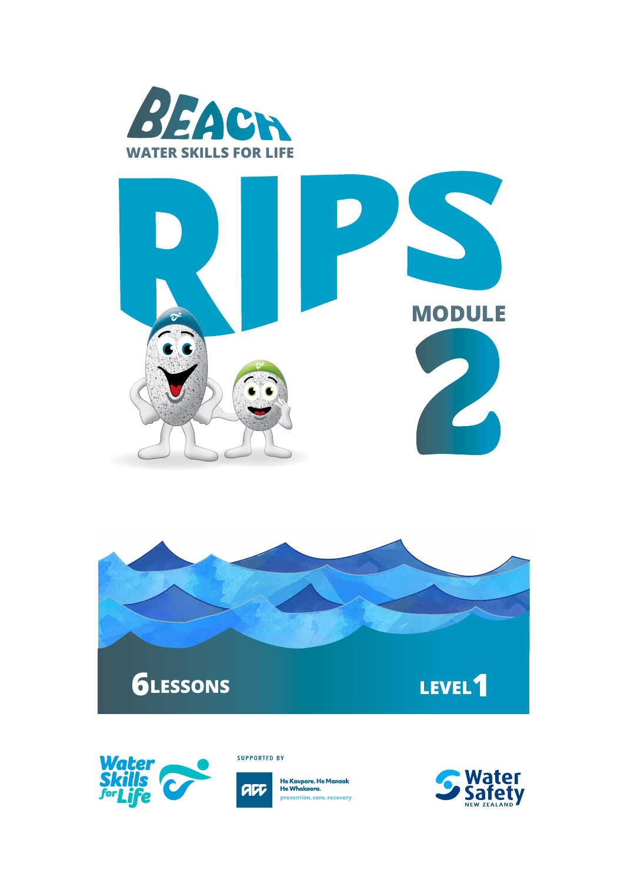BEACH

WATER SKILLS FOR LIFE

# RIPS

## MODULE 2

6 LESSONS

LEVEL 1

Water Skills for Life

SUPPORTED BY

ACC

He Kaupare. He Manaak He Whakaora.

prevention. care. recovery

Water Safety NEW ZEALAND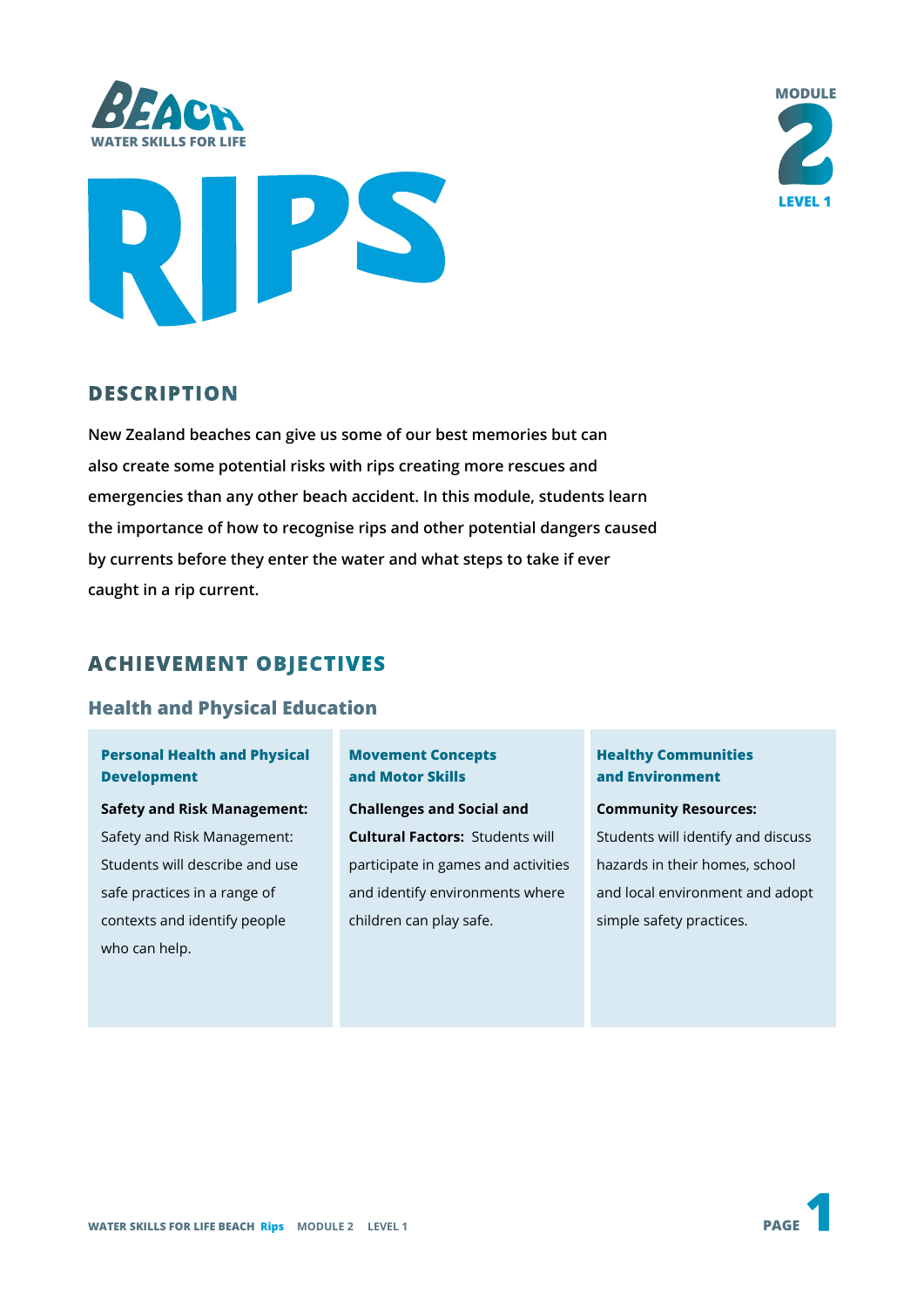BEACH
WATER SKILLS FOR LIFE

MODULE 2
LEVEL 1

# RIPS

## DESCRIPTION

**New Zealand beaches can give us some of our best memories but can also create some potential risks with rips creating more rescues and emergencies than any other beach accident. In this module, students learn the importance of how to recognise rips and other potential dangers caused by currents before they enter the water and what steps to take if ever caught in a rip current.**

## ACHIEVEMENT OBJECTIVES

### Health and Physical Education

#### Personal Health and Physical Development

**Safety and Risk Management:** Safety and Risk Management: Students will describe and use safe practices in a range of contexts and identify people who can help.

#### Movement Concepts and Motor Skills

**Challenges and Social and Cultural Factors:** Students will participate in games and activities and identify environments where children can play safe.

#### Healthy Communities and Environment

**Community Resources:** Students will identify and discuss hazards in their homes, school and local environment and adopt simple safety practices.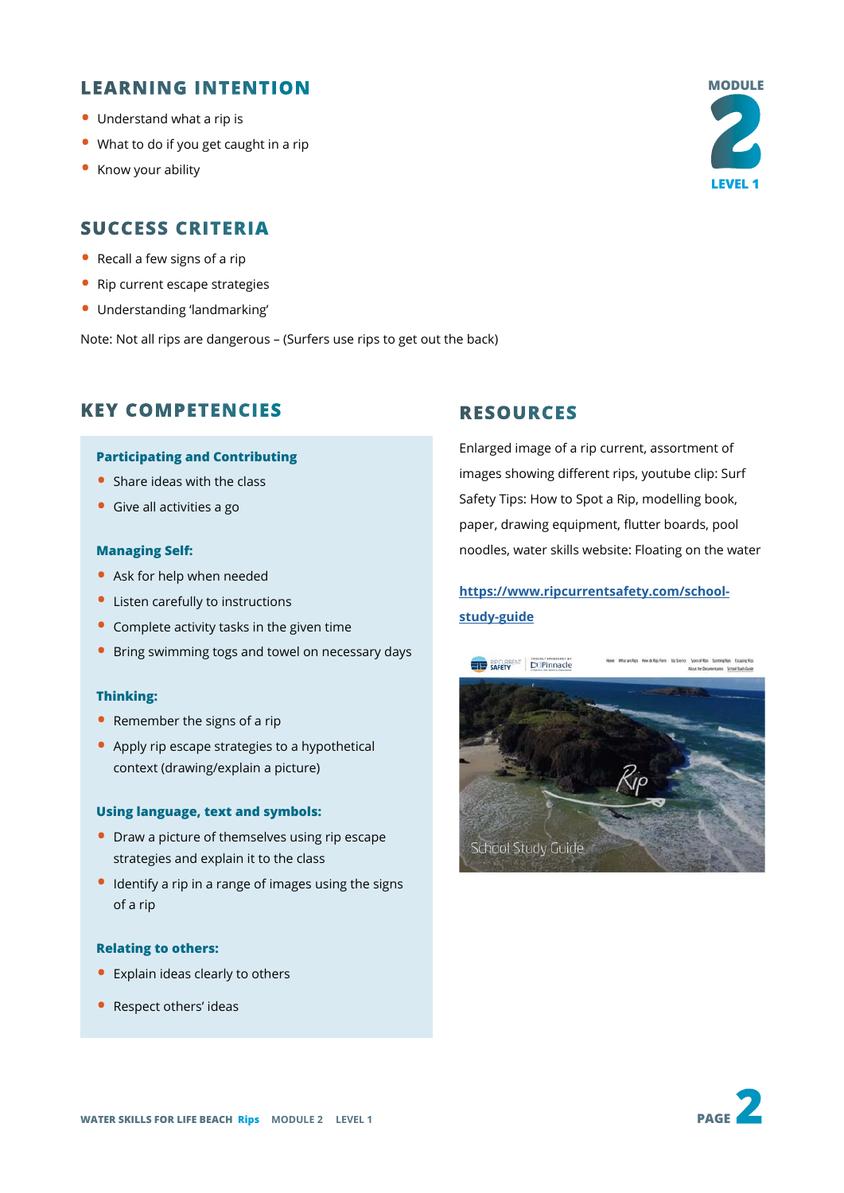## LEARNING INTENTION

- Understand what a rip is
- What to do if you get caught in a rip
- Know your ability

MODULE 2 LEVEL 1

## SUCCESS CRITERIA

- Recall a few signs of a rip
- Rip current escape strategies
- Understanding 'landmarking'

Note: Not all rips are dangerous – (Surfers use rips to get out the back)

## KEY COMPETENCIES

### Participating and Contributing

- Share ideas with the class
- Give all activities a go

### Managing Self:

- Ask for help when needed
- Listen carefully to instructions
- Complete activity tasks in the given time
- Bring swimming togs and towel on necessary days

### Thinking:

- Remember the signs of a rip
- Apply rip escape strategies to a hypothetical context (drawing/explain a picture)

### Using language, text and symbols:

- Draw a picture of themselves using rip escape strategies and explain it to the class
- Identify a rip in a range of images using the signs of a rip

### Relating to others:

- Explain ideas clearly to others
- Respect others' ideas

## RESOURCES

Enlarged image of a rip current, assortment of images showing different rips, youtube clip: Surf Safety Tips: How to Spot a Rip, modelling book, paper, drawing equipment, flutter boards, pool noodles, water skills website: Floating on the water

[https://www.ripcurrentsafety.com/school-study-guide](https://www.ripcurrentsafety.com/school-study-guide)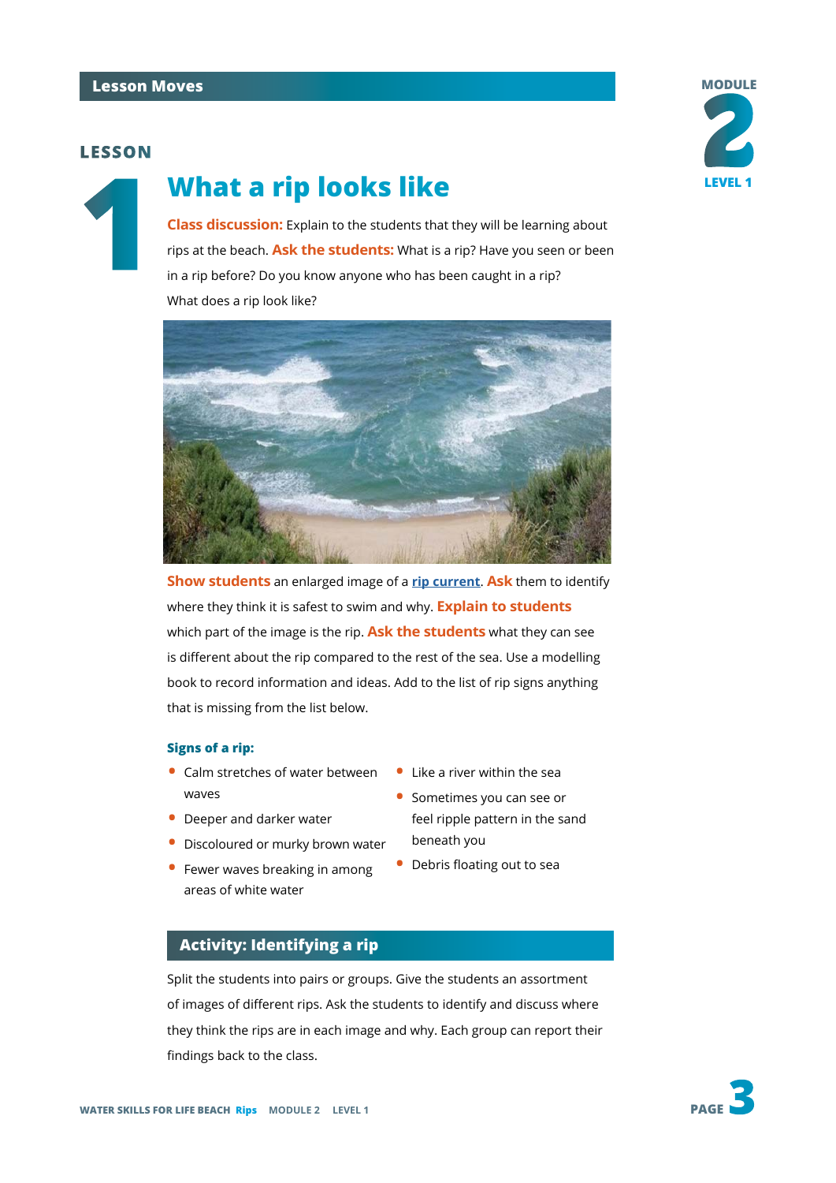Lesson Moves

MODULE 2 LEVEL 1

# LESSON 1

## What a rip looks like

**Class discussion:** Explain to the students that they will be learning about rips at the beach. **Ask the students:** What is a rip? Have you seen or been in a rip before? Do you know anyone who has been caught in a rip? What does a rip look like?

**Show students** an enlarged image of a rip current. **Ask** them to identify where they think it is safest to swim and why. **Explain to students** which part of the image is the rip. **Ask the students** what they can see is different about the rip compared to the rest of the sea. Use a modelling book to record information and ideas. Add to the list of rip signs anything that is missing from the list below.

### Signs of a rip:

- Calm stretches of water between waves
- Deeper and darker water
- Discoloured or murky brown water
- Fewer waves breaking in among areas of white water
- Like a river within the sea
- Sometimes you can see or feel ripple pattern in the sand beneath you
- Debris floating out to sea

## Activity: Identifying a rip

Split the students into pairs or groups. Give the students an assortment of images of different rips. Ask the students to identify and discuss where they think the rips are in each image and why. Each group can report their findings back to the class.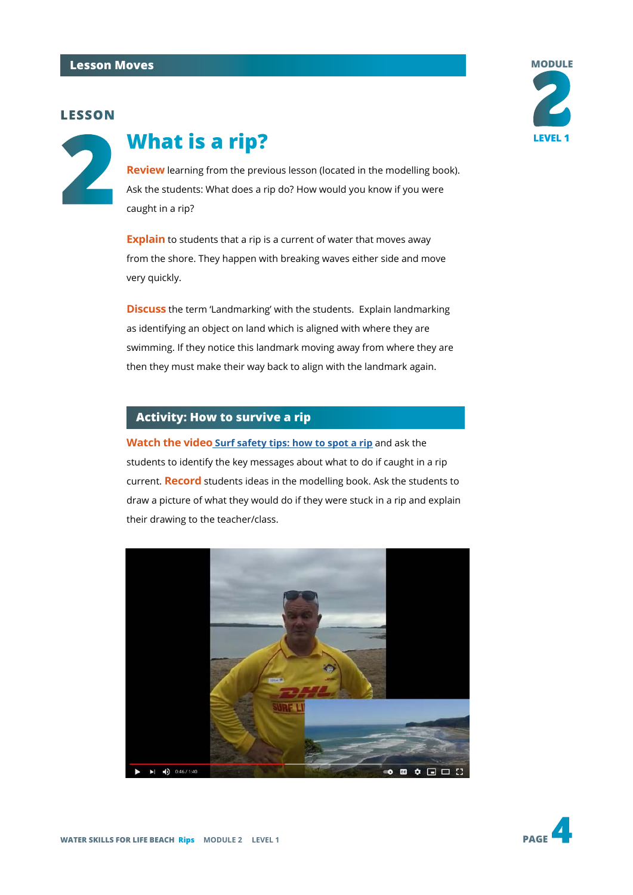## Lesson Moves

LESSON 2

# What is a rip?

**Review** learning from the previous lesson (located in the modelling book). Ask the students: What does a rip do? How would you know if you were caught in a rip?

**Explain** to students that a rip is a current of water that moves away from the shore. They happen with breaking waves either side and move very quickly.

**Discuss** the term 'Landmarking' with the students. Explain landmarking as identifying an object on land which is aligned with where they are swimming. If they notice this landmark moving away from where they are then they must make their way back to align with the landmark again.

## Activity: How to survive a rip

**Watch the video** Surf safety tips: how to spot a rip and ask the students to identify the key messages about what to do if caught in a rip current. **Record** students ideas in the modelling book. Ask the students to draw a picture of what they would do if they were stuck in a rip and explain their drawing to the teacher/class.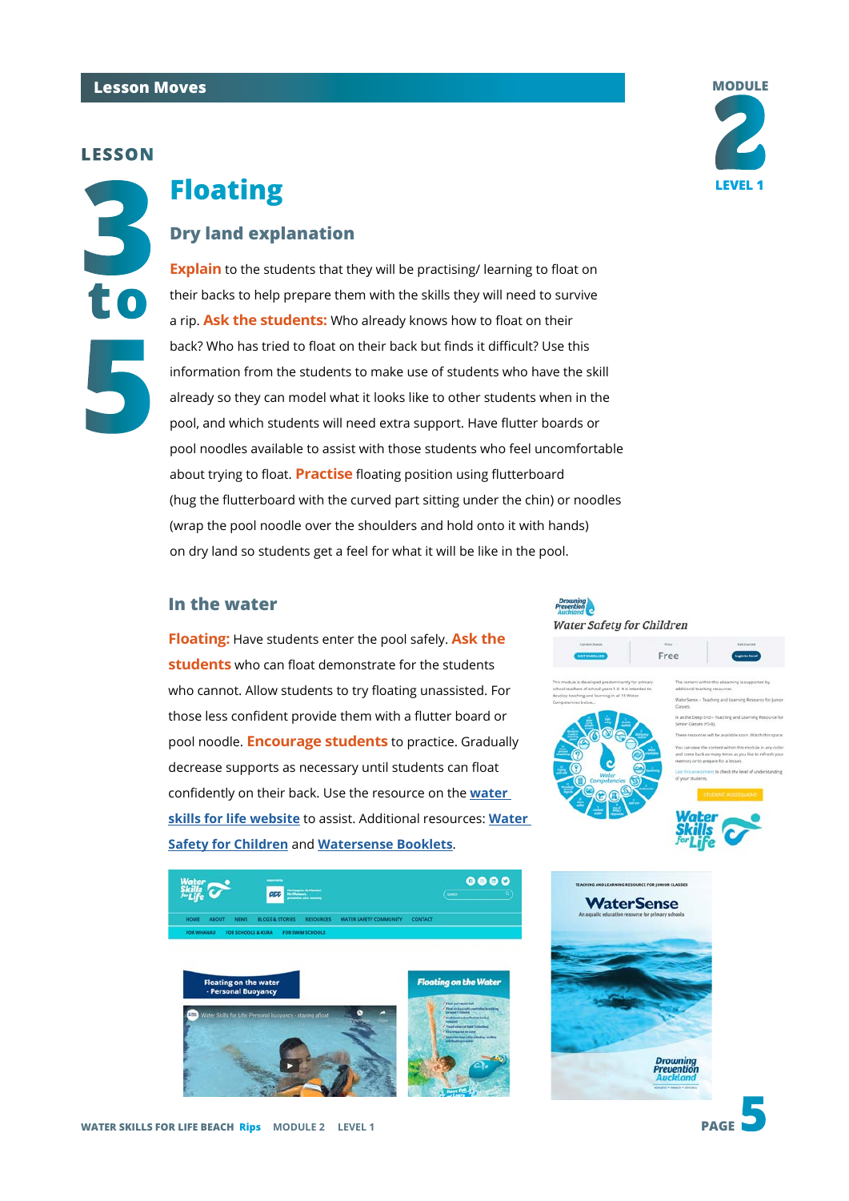## Lesson Moves

MODULE 2 LEVEL 1

LESSON 3 to 5

# Floating

## Dry land explanation

**Explain** to the students that they will be practising/ learning to float on their backs to help prepare them with the skills they will need to survive a rip. **Ask the students:** Who already knows how to float on their back? Who has tried to float on their back but finds it difficult? Use this information from the students to make use of students who have the skill already so they can model what it looks like to other students when in the pool, and which students will need extra support. Have flutter boards or pool noodles available to assist with those students who feel uncomfortable about trying to float. **Practise** floating position using flutterboard (hug the flutterboard with the curved part sitting under the chin) or noodles (wrap the pool noodle over the shoulders and hold onto it with hands) on dry land so students get a feel for what it will be like in the pool.

## In the water

**Floating:** Have students enter the pool safely. **Ask the students** who can float demonstrate for the students who cannot. Allow students to try floating unassisted. For those less confident provide them with a flutter board or pool noodle. **Encourage students** to practice. Gradually decrease supports as necessary until students can float confidently on their back. Use the resource on the water skills for life website to assist. Additional resources: Water Safety for Children and Watersense Booklets.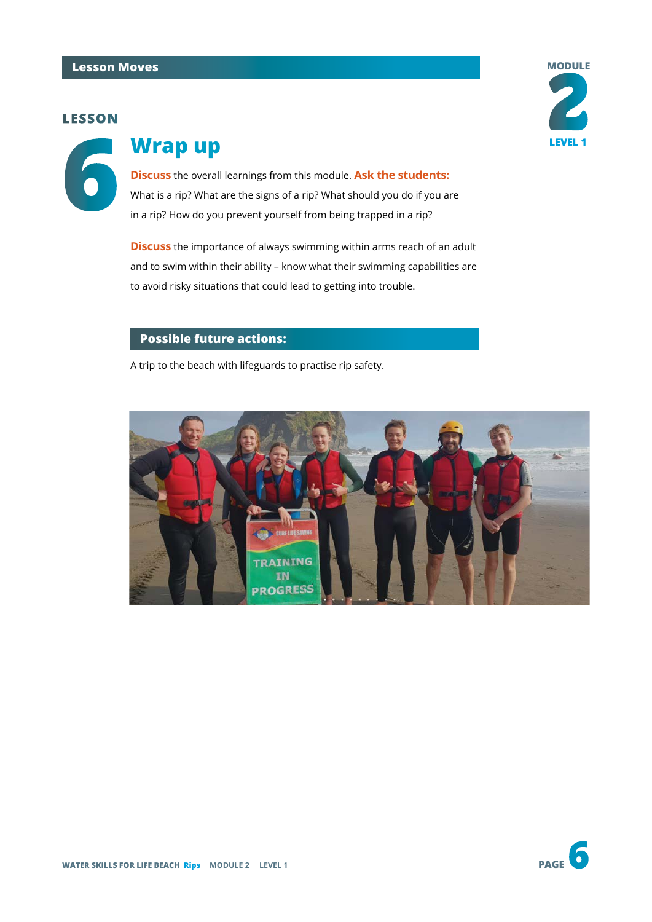## Lesson Moves

MODULE 2 LEVEL 1

LESSON 6

# Wrap up

**Discuss** the overall learnings from this module. **Ask the students:** What is a rip? What are the signs of a rip? What should you do if you are in a rip? How do you prevent yourself from being trapped in a rip?

**Discuss** the importance of always swimming within arms reach of an adult and to swim within their ability – know what their swimming capabilities are to avoid risky situations that could lead to getting into trouble.

### Possible future actions:

A trip to the beach with lifeguards to practise rip safety.